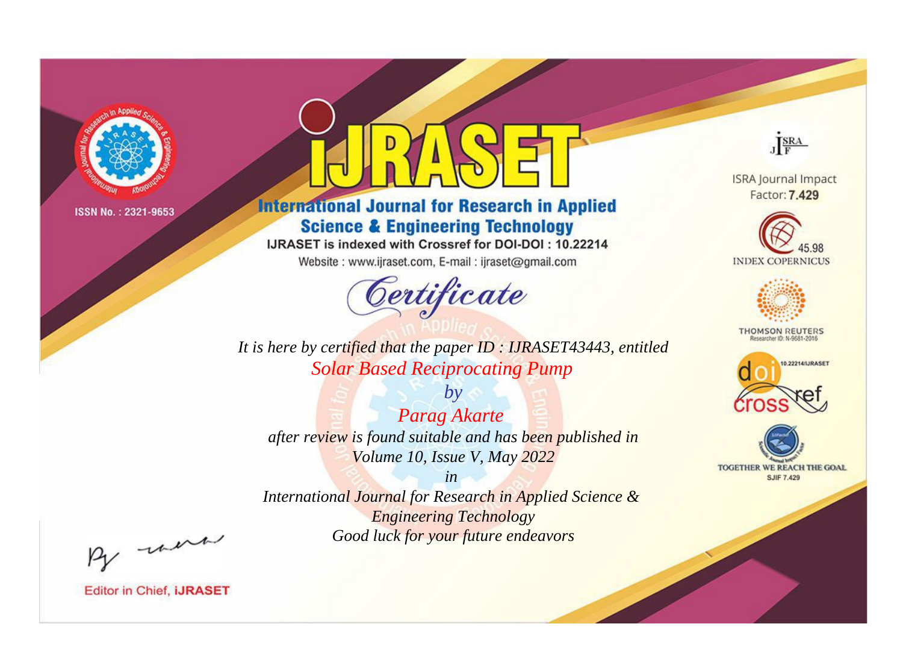ISSN No. : 2321-9653

# iJRASET

## International Journal for Research in Applied Science & Engineering Technology

IJRASET is indexed with Crossref for DOI-DOI : 10.22214

Website : www.ijraset.com, E-mail : ijraset@gmail.com

## *Certificate*

*It is here by certified that the paper ID : IJRASET43443, entitled*

*Solar Based Reciprocating Pump*

*by*

*Parag Akarte*

*after review is found suitable and has been published in*

*Volume 10, Issue V, May 2022*

*in*

*International Journal for Research in Applied Science & Engineering Technology*

*Good luck for your future endeavors*

ISRA Journal Impact Factor: **7.429**

45.98 INDEX COPERNICUS

THOMSON REUTERS Researcher ID: N-9681-2016

10.22214/IJRASET

TOGETHER WE REACH THE GOAL SJIF 7.429

Editor in Chief, **iJRASET**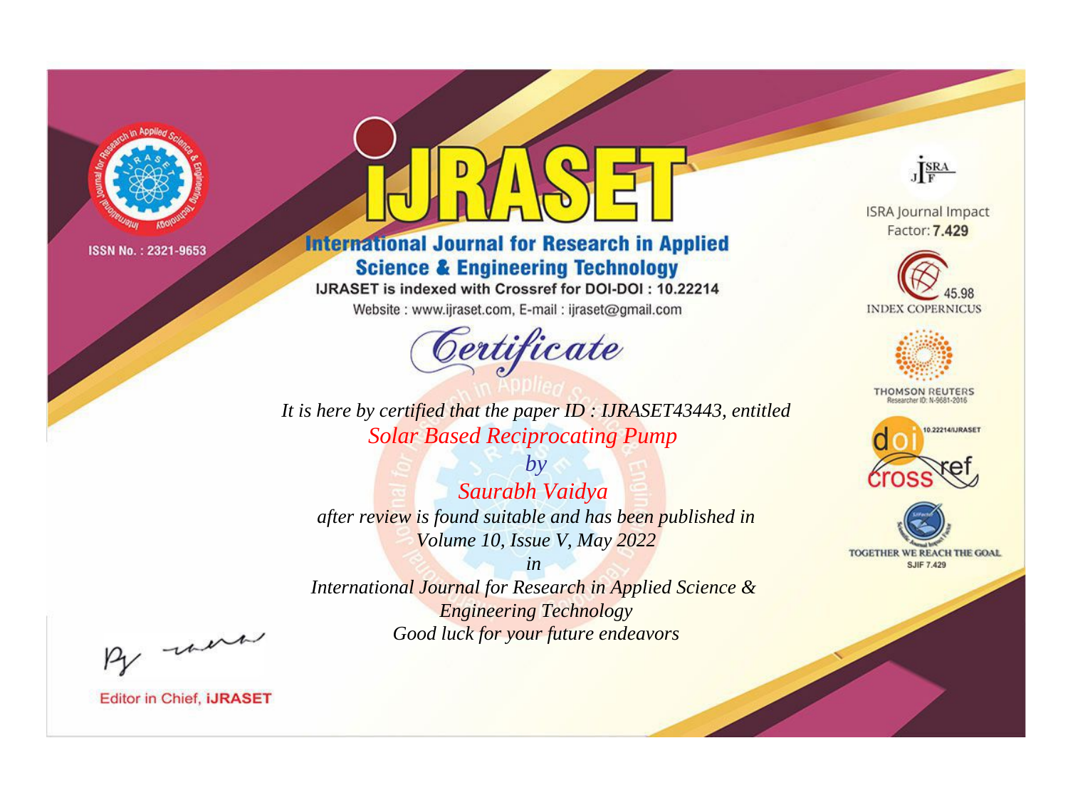ISSN No. : 2321-9653

# iJRASET

## International Journal for Research in Applied Science & Engineering Technology

IJRASET is indexed with Crossref for DOI-DOI : 10.22214

Website : www.ijraset.com, E-mail : ijraset@gmail.com

ISRA Journal Impact Factor: **7.429**

45.98 INDEX COPERNICUS

THOMSON REUTERS Researcher ID: N-9681-2016

10.22214/IJRASET

TOGETHER WE REACH THE GOAL SJIF 7.429

# *Certificate*

*It is here by certified that the paper ID : IJRASET43443, entitled*

*Solar Based Reciprocating Pump*

*by*

*Saurabh Vaidya*

*after review is found suitable and has been published in*

*Volume 10, Issue V, May 2022*

*in*

*International Journal for Research in Applied Science & Engineering Technology*

*Good luck for your future endeavors*

Editor in Chief, **iJRASET**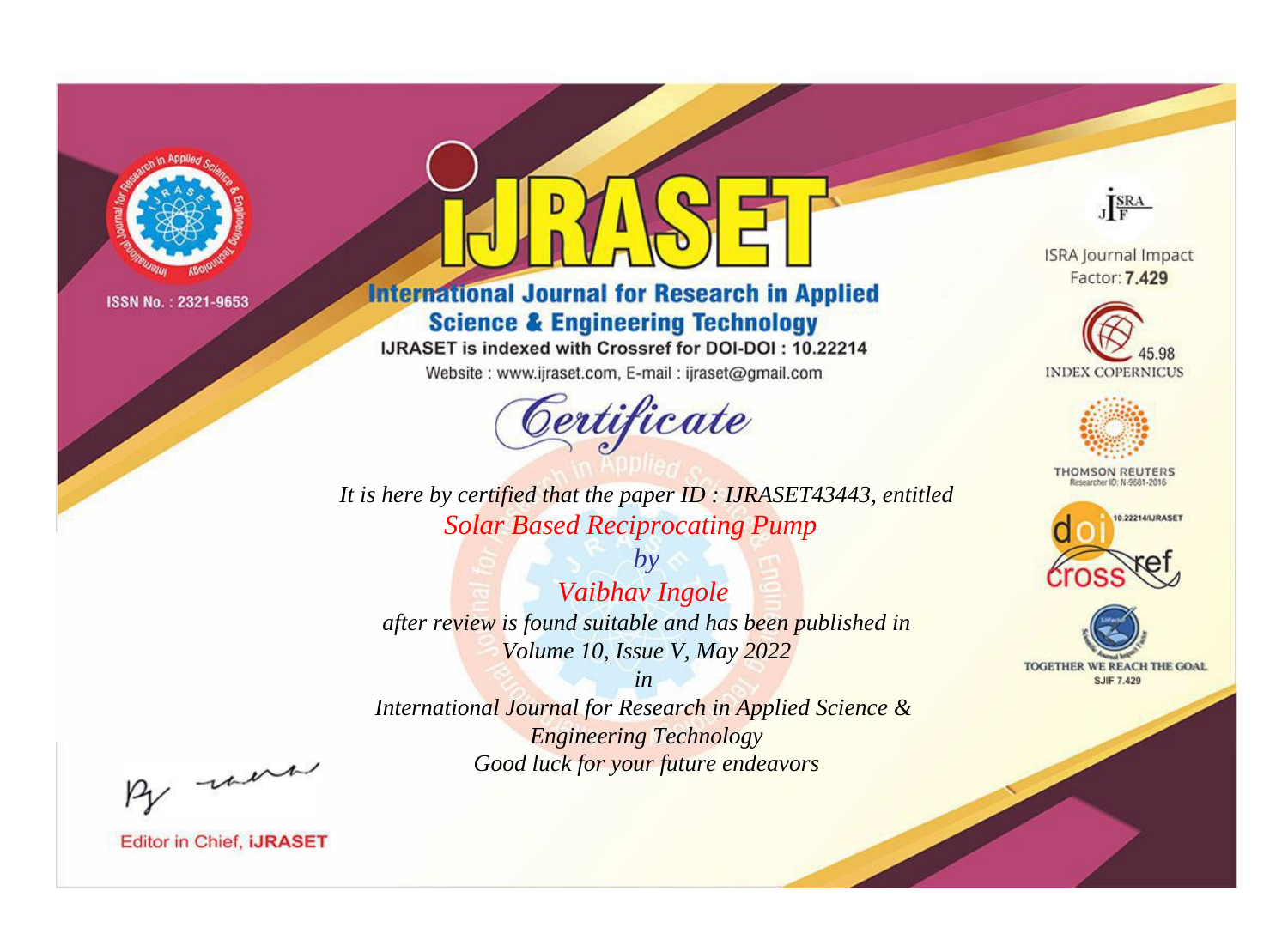ISSN No. : 2321-9653

# iJRASET

## International Journal for Research in Applied Science & Engineering Technology

IJRASET is indexed with Crossref for DOI-DOI : 10.22214

Website : www.ijraset.com, E-mail : ijraset@gmail.com

ISRA Journal Impact Factor: **7.429**

45.98 INDEX COPERNICUS

THOMSON REUTERS Researcher ID: N-9681-2016

10.22214/IJRASET

TOGETHER WE REACH THE GOAL SJIF 7.429

# *Certificate*

*It is here by certified that the paper ID : IJRASET43443, entitled*

*Solar Based Reciprocating Pump*

*by*

*Vaibhav Ingole*

*after review is found suitable and has been published in*

*Volume 10, Issue V, May 2022*

*in*

*International Journal for Research in Applied Science & Engineering Technology*

*Good luck for your future endeavors*

Editor in Chief, **iJRASET**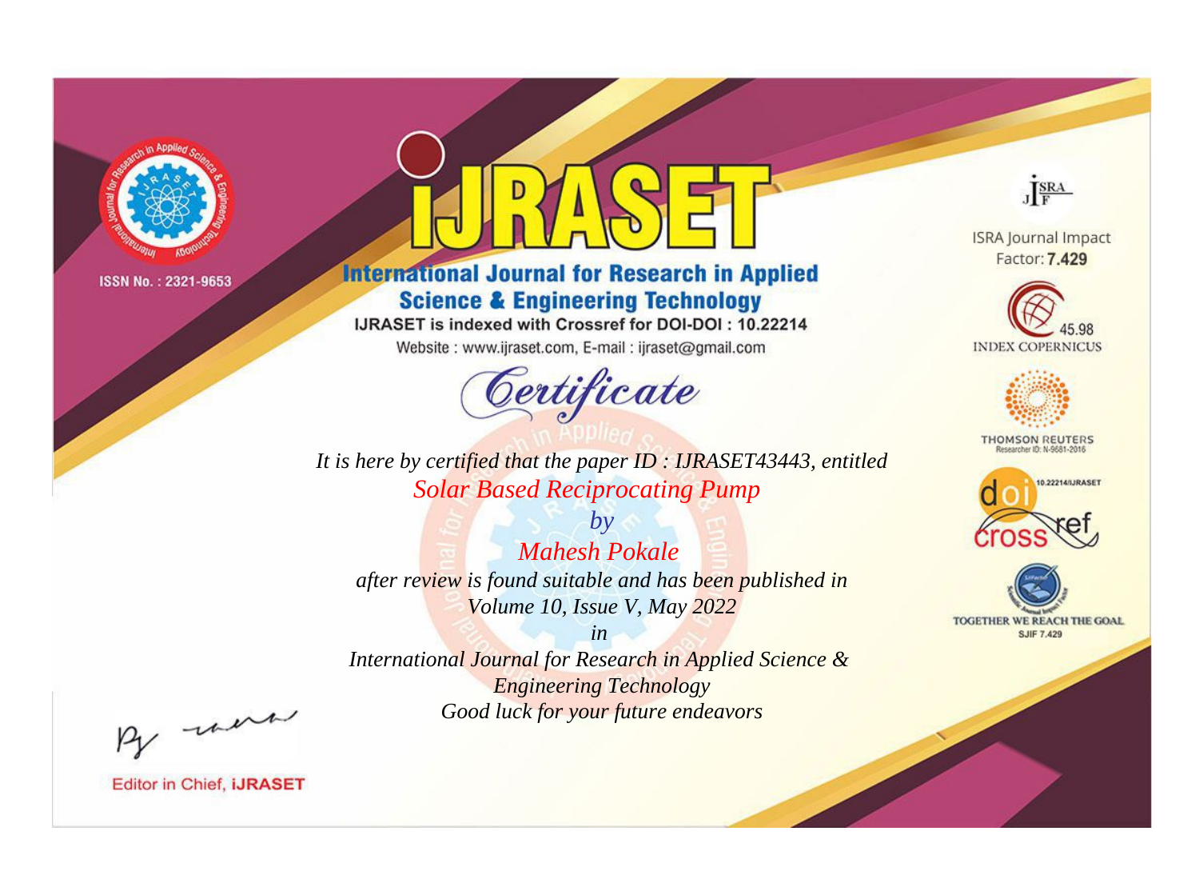ISSN No. : 2321-9653

# International Journal for Research in Applied Science & Engineering Technology

IJRASET is indexed with Crossref for DOI-DOI : 10.22214

Website : www.ijraset.com, E-mail : ijraset@gmail.com

## Certificate

*It is here by certified that the paper ID : IJRASET43443, entitled*

*Solar Based Reciprocating Pump*

*by*

*Mahesh Pokale*

*after review is found suitable and has been published in*

*Volume 10, Issue V, May 2022*

*in*

*International Journal for Research in Applied Science & Engineering Technology*

*Good luck for your future endeavors*

ISRA Journal Impact Factor: **7.429**

45.98 INDEX COPERNICUS

THOMSON REUTERS Researcher ID: N-9681-2016

10.22214/IJRASET

TOGETHER WE REACH THE GOAL SJIF 7.429

Editor in Chief, **iJRASET**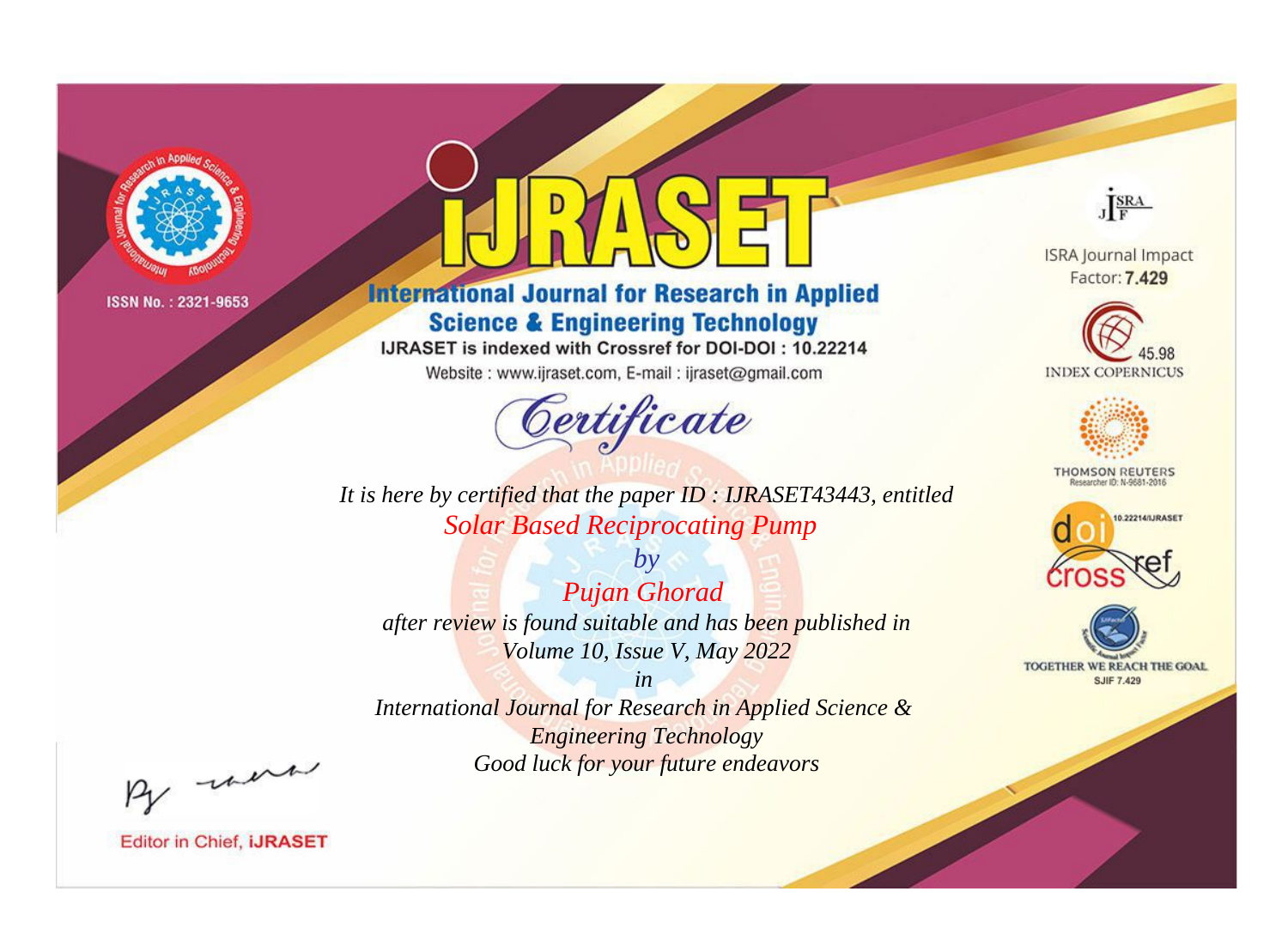ISSN No. : 2321-9653

# iJRASET

## International Journal for Research in Applied Science & Engineering Technology

IJRASET is indexed with Crossref for DOI-DOI : 10.22214

Website : www.ijraset.com, E-mail : ijraset@gmail.com

# Certificate

*It is here by certified that the paper ID : IJRASET43443, entitled*

*Solar Based Reciprocating Pump*

*by*

*Pujan Ghorad*

*after review is found suitable and has been published in*

*Volume 10, Issue V, May 2022*

*in*

*International Journal for Research in Applied Science & Engineering Technology*

*Good luck for your future endeavors*

ISRA Journal Impact Factor: **7.429**

45.98 INDEX COPERNICUS

THOMSON REUTERS Researcher ID: N-9681-2016

10.22214/IJRASET

TOGETHER WE REACH THE GOAL SJIF 7.429

Editor in Chief, **iJRASET**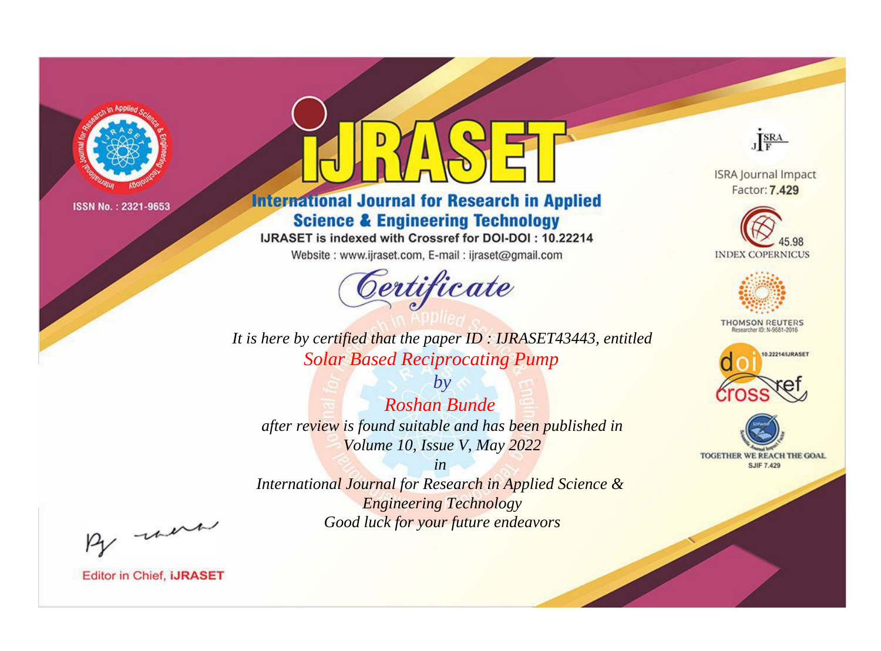ISSN No. : 2321-9653

# iJRASET

## International Journal for Research in Applied Science & Engineering Technology

IJRASET is indexed with Crossref for DOI-DOI : 10.22214

Website : www.ijraset.com, E-mail : ijraset@gmail.com

ISRA Journal Impact Factor: **7.429**

45.98 INDEX COPERNICUS

THOMSON REUTERS Researcher ID: N-9681-2016

10.22214/IJRASET

TOGETHER WE REACH THE GOAL SJIF 7.429

# *Certificate*

*It is here by certified that the paper ID : IJRASET43443, entitled*

*Solar Based Reciprocating Pump*

*by*

*Roshan Bunde*

*after review is found suitable and has been published in*

*Volume 10, Issue V, May 2022*

*in*

*International Journal for Research in Applied Science & Engineering Technology*

*Good luck for your future endeavors*

Editor in Chief, **iJRASET**